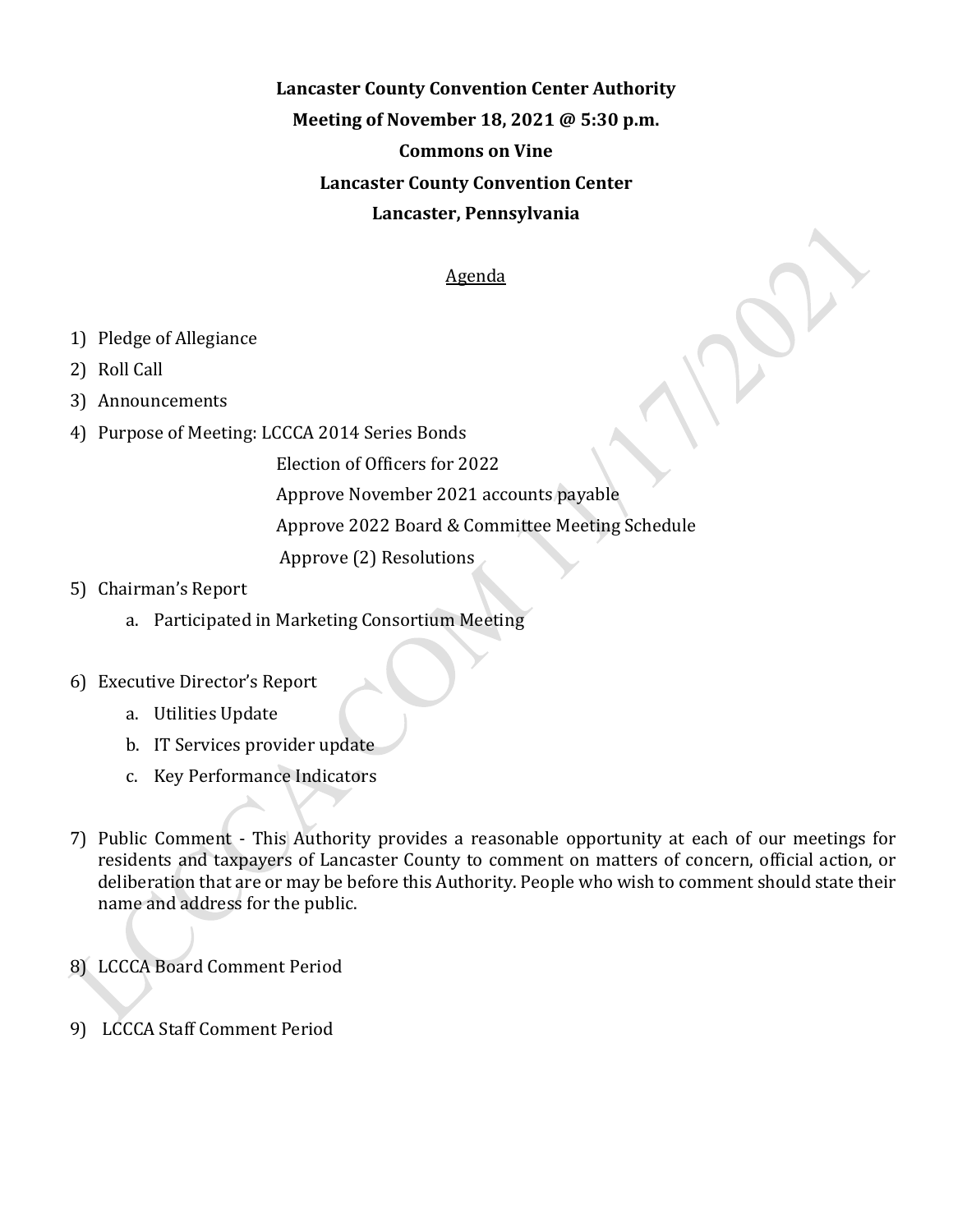**Lancaster County Convention Center Authority**

**Meeting of November 18, 2021 @ 5:30 p.m.**

**Commons on Vine**

**Lancaster County Convention Center**

**Lancaster, Pennsylvania**

Agenda

1) Pledge of Allegiance
2) Roll Call
3) Announcements
4) Purpose of Meeting: LCCCA 2014 Series Bonds
   Election of Officers for 2022
   Approve November 2021 accounts payable
   Approve 2022 Board & Committee Meeting Schedule
   Approve (2) Resolutions
5) Chairman's Report
   a. Participated in Marketing Consortium Meeting
6) Executive Director's Report
   a. Utilities Update
   b. IT Services provider update
   c. Key Performance Indicators
7) Public Comment - This Authority provides a reasonable opportunity at each of our meetings for residents and taxpayers of Lancaster County to comment on matters of concern, official action, or deliberation that are or may be before this Authority. People who wish to comment should state their name and address for the public.
8) LCCCA Board Comment Period
9) LCCCA Staff Comment Period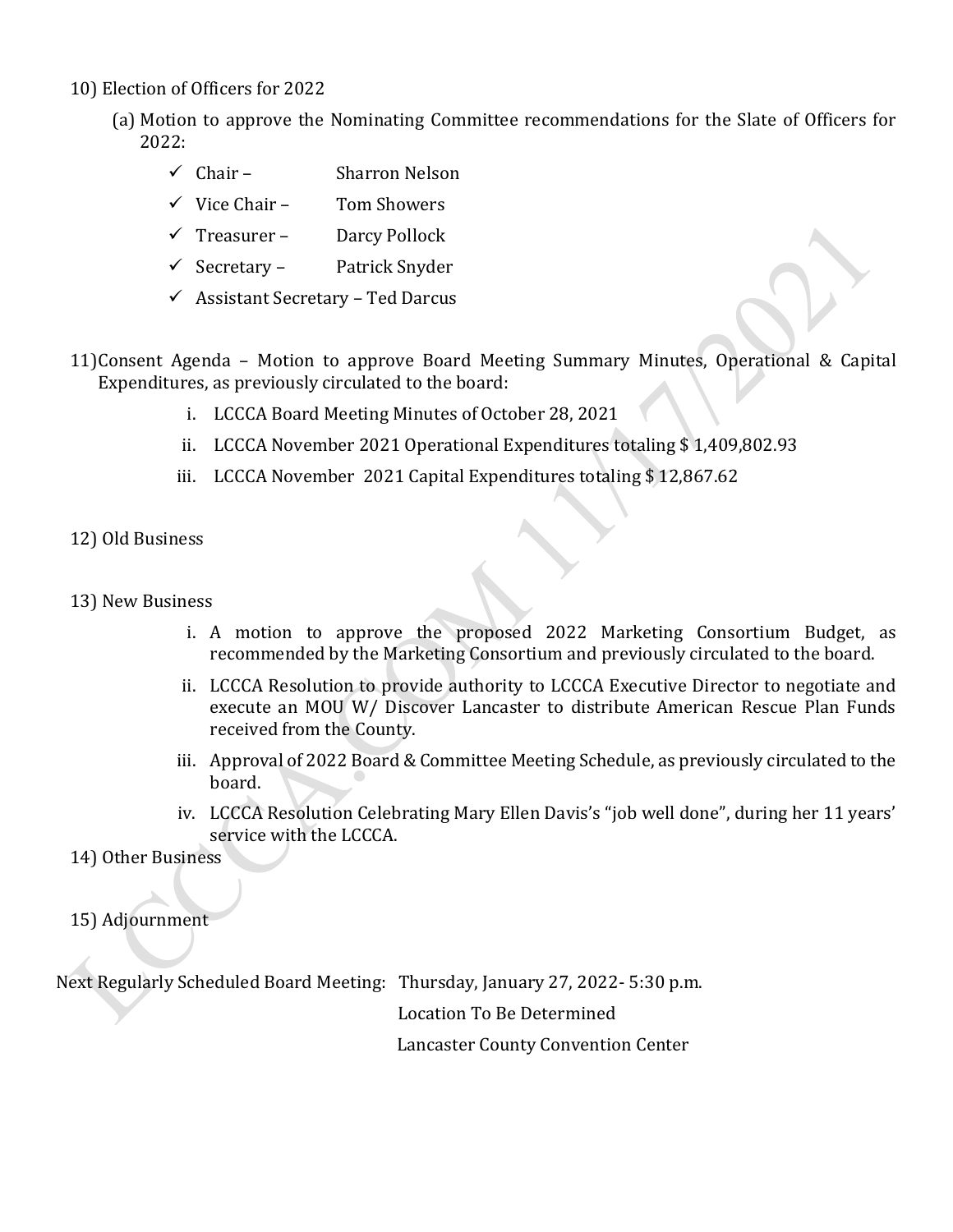10) Election of Officers for 2022

(a) Motion to approve the Nominating Committee recommendations for the Slate of Officers for 2022:

- ✓ Chair – Sharron Nelson
- ✓ Vice Chair – Tom Showers
- ✓ Treasurer – Darcy Pollock
- ✓ Secretary – Patrick Snyder
- ✓ Assistant Secretary – Ted Darcus

11) Consent Agenda – Motion to approve Board Meeting Summary Minutes, Operational & Capital Expenditures, as previously circulated to the board:

i. LCCCA Board Meeting Minutes of October 28, 2021

ii. LCCCA November 2021 Operational Expenditures totaling $ 1,409,802.93

iii. LCCCA November 2021 Capital Expenditures totaling $ 12,867.62

12) Old Business

13) New Business

i. A motion to approve the proposed 2022 Marketing Consortium Budget, as recommended by the Marketing Consortium and previously circulated to the board.

ii. LCCCA Resolution to provide authority to LCCCA Executive Director to negotiate and execute an MOU W/ Discover Lancaster to distribute American Rescue Plan Funds received from the County.

iii. Approval of 2022 Board & Committee Meeting Schedule, as previously circulated to the board.

iv. LCCCA Resolution Celebrating Mary Ellen Davis's "job well done", during her 11 years' service with the LCCCA.

14) Other Business

15) Adjournment

Next Regularly Scheduled Board Meeting: Thursday, January 27, 2022- 5:30 p.m.
Location To Be Determined
Lancaster County Convention Center